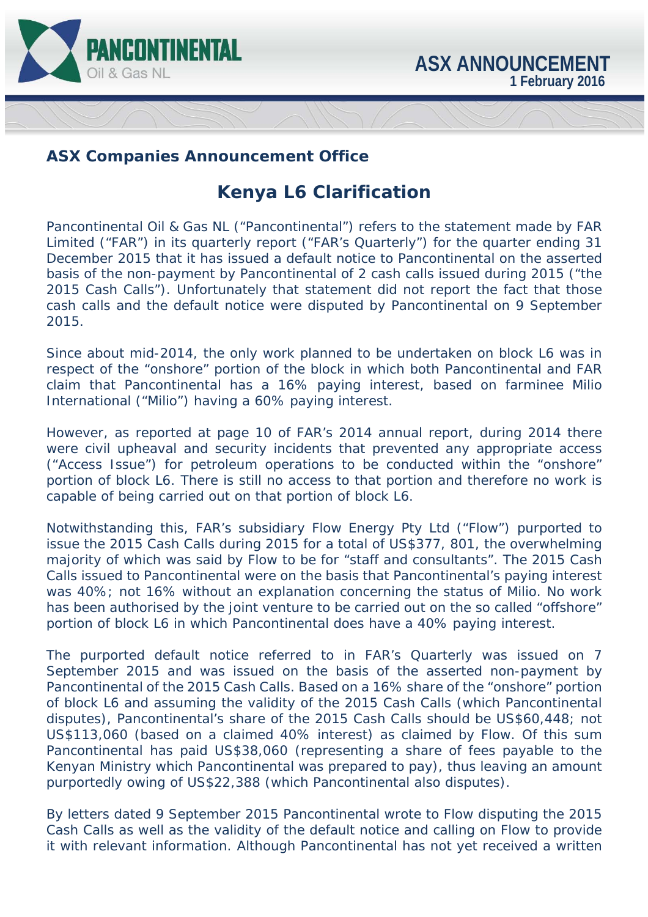**ASX ANNOUNCEMENT**
**1 February 2016**

**ASX Companies Announcement Office**

# Kenya L6 Clarification

Pancontinental Oil & Gas NL ("Pancontinental") refers to the statement made by FAR Limited ("FAR") in its quarterly report ("FAR's Quarterly") for the quarter ending 31 December 2015 that it has issued a default notice to Pancontinental on the asserted basis of the non-payment by Pancontinental of 2 cash calls issued during 2015 ("the 2015 Cash Calls"). Unfortunately that statement did not report the fact that those cash calls and the default notice were disputed by Pancontinental on 9 September 2015.

Since about mid-2014, the only work planned to be undertaken on block L6 was in respect of the "onshore" portion of the block in which both Pancontinental and FAR claim that Pancontinental has a 16% paying interest, based on farminee Milio International ("Milio") having a 60% paying interest.

However, as reported at page 10 of FAR's 2014 annual report, during 2014 there were civil upheaval and security incidents that prevented any appropriate access ("Access Issue") for petroleum operations to be conducted within the "onshore" portion of block L6. There is still no access to that portion and therefore no work is capable of being carried out on that portion of block L6.

Notwithstanding this, FAR's subsidiary Flow Energy Pty Ltd ("Flow") purported to issue the 2015 Cash Calls during 2015 for a total of US$377, 801, the overwhelming majority of which was said by Flow to be for "staff and consultants". The 2015 Cash Calls issued to Pancontinental were on the basis that Pancontinental's paying interest was 40%; not 16% without an explanation concerning the status of Milio. No work has been authorised by the joint venture to be carried out on the so called "offshore" portion of block L6 in which Pancontinental does have a 40% paying interest.

The purported default notice referred to in FAR's Quarterly was issued on 7 September 2015 and was issued on the basis of the asserted non-payment by Pancontinental of the 2015 Cash Calls. Based on a 16% share of the "onshore" portion of block L6 and assuming the validity of the 2015 Cash Calls (which Pancontinental disputes), Pancontinental's share of the 2015 Cash Calls should be US$60,448; not US$113,060 (based on a claimed 40% interest) as claimed by Flow. Of this sum Pancontinental has paid US$38,060 (representing a share of fees payable to the Kenyan Ministry which Pancontinental was prepared to pay), thus leaving an amount purportedly owing of US$22,388 (which Pancontinental also disputes).

By letters dated 9 September 2015 Pancontinental wrote to Flow disputing the 2015 Cash Calls as well as the validity of the default notice and calling on Flow to provide it with relevant information. Although Pancontinental has not yet received a written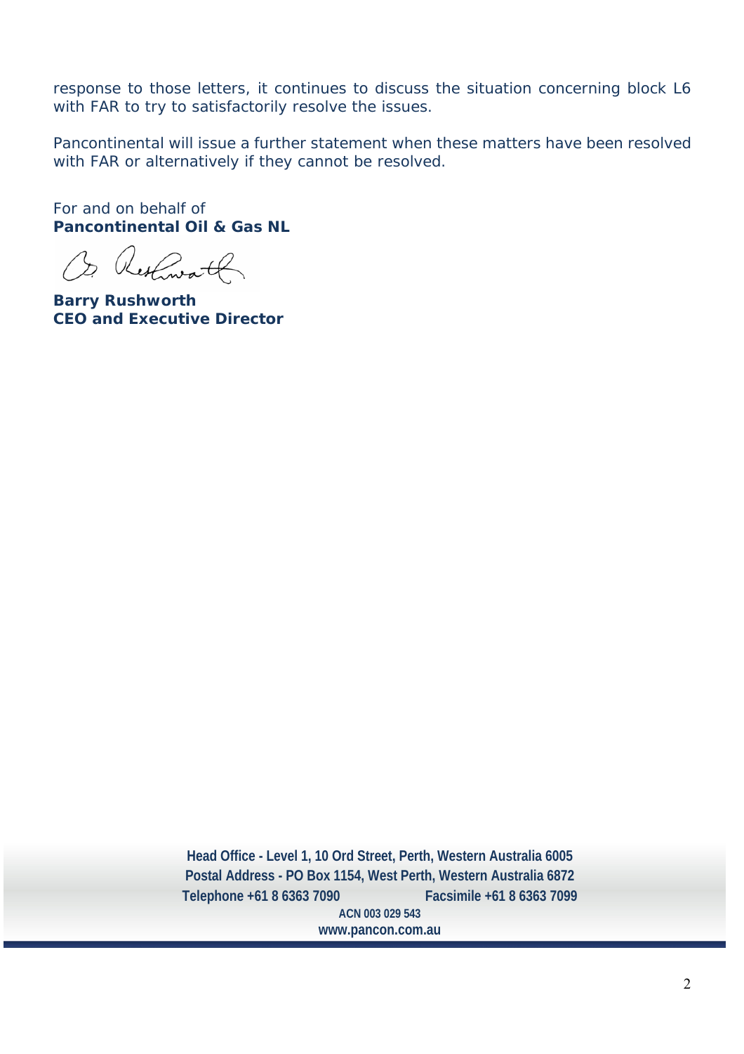response to those letters, it continues to discuss the situation concerning block L6 with FAR to try to satisfactorily resolve the issues.

Pancontinental will issue a further statement when these matters have been resolved with FAR or alternatively if they cannot be resolved.

For and on behalf of
**Pancontinental Oil & Gas NL**

**Barry Rushworth**
**CEO and Executive Director**

Head Office - Level 1, 10 Ord Street, Perth, Western Australia 6005
Postal Address - PO Box 1154, West Perth, Western Australia 6872
Telephone +61 8 6363 7090 Facsimile +61 8 6363 7099
ACN 003 029 543
www.pancon.com.au